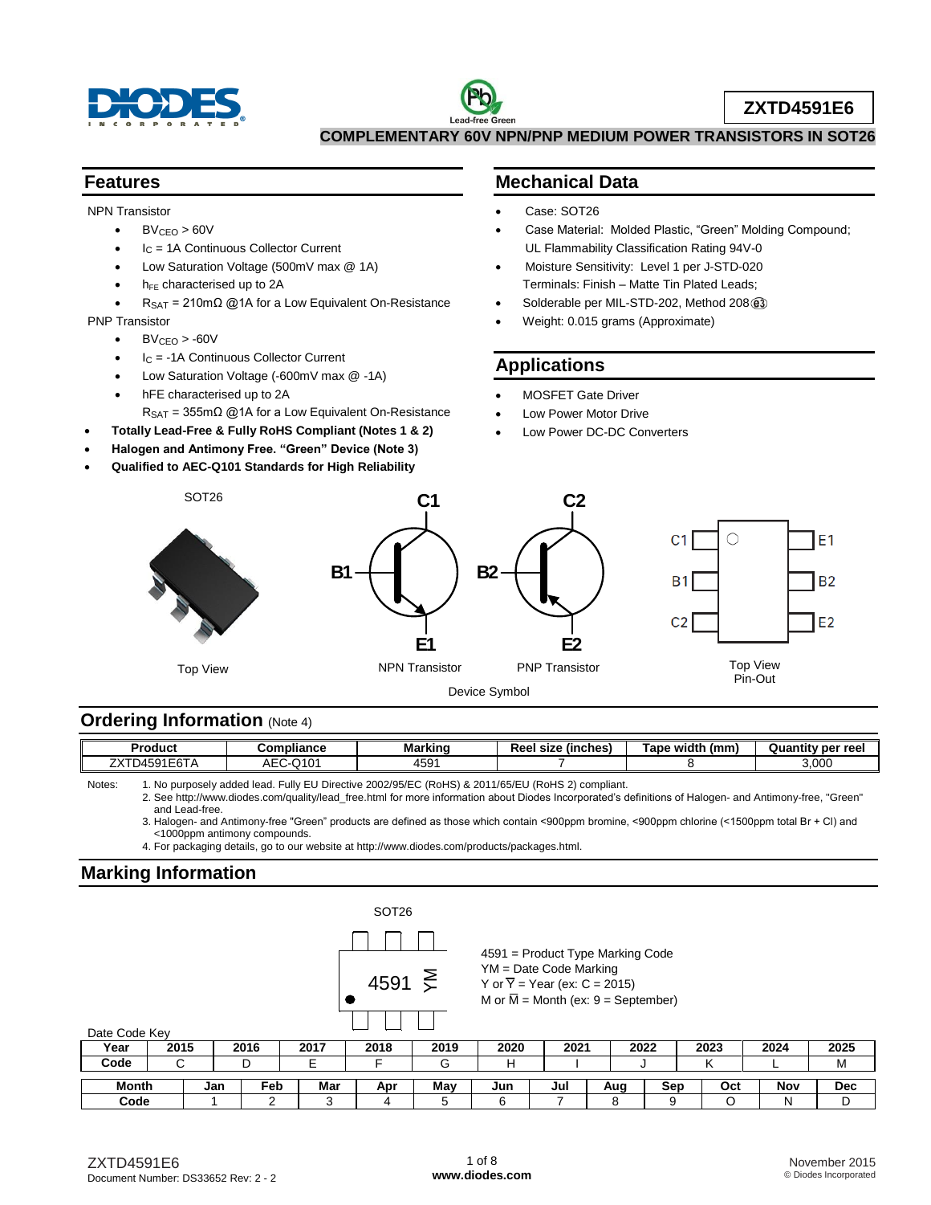# ZXTD4591E6

**COMPLEMENTARY 60V NPN/PNP MEDIUM POWER TRANSISTORS IN SOT26**

## Features

NPN Transistor

- $BV_{CEO}$ > 60V
- $I_C$ = 1A Continuous Collector Current
- Low Saturation Voltage (500mV max @ 1A)
- $h_{FE}$ characterised up to 2A
- $R_{SAT}$ = 210mΩ @1A for a Low Equivalent On-Resistance

PNP Transistor

- $BV_{CEO}$ > -60V
- $I_C$ = -1A Continuous Collector Current
- Low Saturation Voltage (-600mV max @ -1A)
- hFE characterised up to 2A
- $R_{SAT}$ = 355mΩ @1A for a Low Equivalent On-Resistance

- **Totally Lead-Free & Fully RoHS Compliant (Notes 1 & 2)**
- **Halogen and Antimony Free. "Green" Device (Note 3)**
- **Qualified to AEC-Q101 Standards for High Reliability**

## Mechanical Data

- Case: SOT26
- Case Material: Molded Plastic, "Green" Molding Compound; UL Flammability Classification Rating 94V-0
- Moisture Sensitivity: Level 1 per J-STD-020
- Terminals: Finish – Matte Tin Plated Leads; Solderable per MIL-STD-202, Method 208 (e3)
- Weight: 0.015 grams (Approximate)

## Applications

- MOSFET Gate Driver
- Low Power Motor Drive
- Low Power DC-DC Converters

SOT26

Top View

NPN Transistor (B1, C1, E1) PNP Transistor (B2, C2, E2)

Device Symbol

Top View Pin-Out: C1, B1, C2 (left); E1, B2, E2 (right)

## Ordering Information (Note 4)

| Product | Compliance | Marking | Reel size (inches) | Tape width (mm) | Quantity per reel |
|---|---|---|---|---|---|
| ZXTD4591E6TA | AEC-Q101 | 4591 | 7 | 8 | 3,000 |

Notes:
1. No purposely added lead. Fully EU Directive 2002/95/EC (RoHS) & 2011/65/EU (RoHS 2) compliant.
2. See http://www.diodes.com/quality/lead_free.html for more information about Diodes Incorporated's definitions of Halogen- and Antimony-free, "Green" and Lead-free.
3. Halogen- and Antimony-free "Green" products are defined as those which contain <900ppm bromine, <900ppm chlorine (<1500ppm total Br + Cl) and <1000ppm antimony compounds.
4. For packaging details, go to our website at http://www.diodes.com/products/packages.html.

## Marking Information

SOT26

4591 YM

4591 = Product Type Marking Code
YM = Date Code Marking
Y or $\overline{Y}$ = Year (ex: C = 2015)
M or $\overline{M}$ = Month (ex: 9 = September)

Date Code Key

| Year | 2015 | 2016 | 2017 | 2018 | 2019 | 2020 | 2021 | 2022 | 2023 | 2024 | 2025 |
|---|---|---|---|---|---|---|---|---|---|---|---|
| Code | C | D | E | F | G | H | I | J | K | L | M |

| Month | Jan | Feb | Mar | Apr | May | Jun | Jul | Aug | Sep | Oct | Nov | Dec |
|---|---|---|---|---|---|---|---|---|---|---|---|---|
| Code | 1 | 2 | 3 | 4 | 5 | 6 | 7 | 8 | 9 | O | N | D |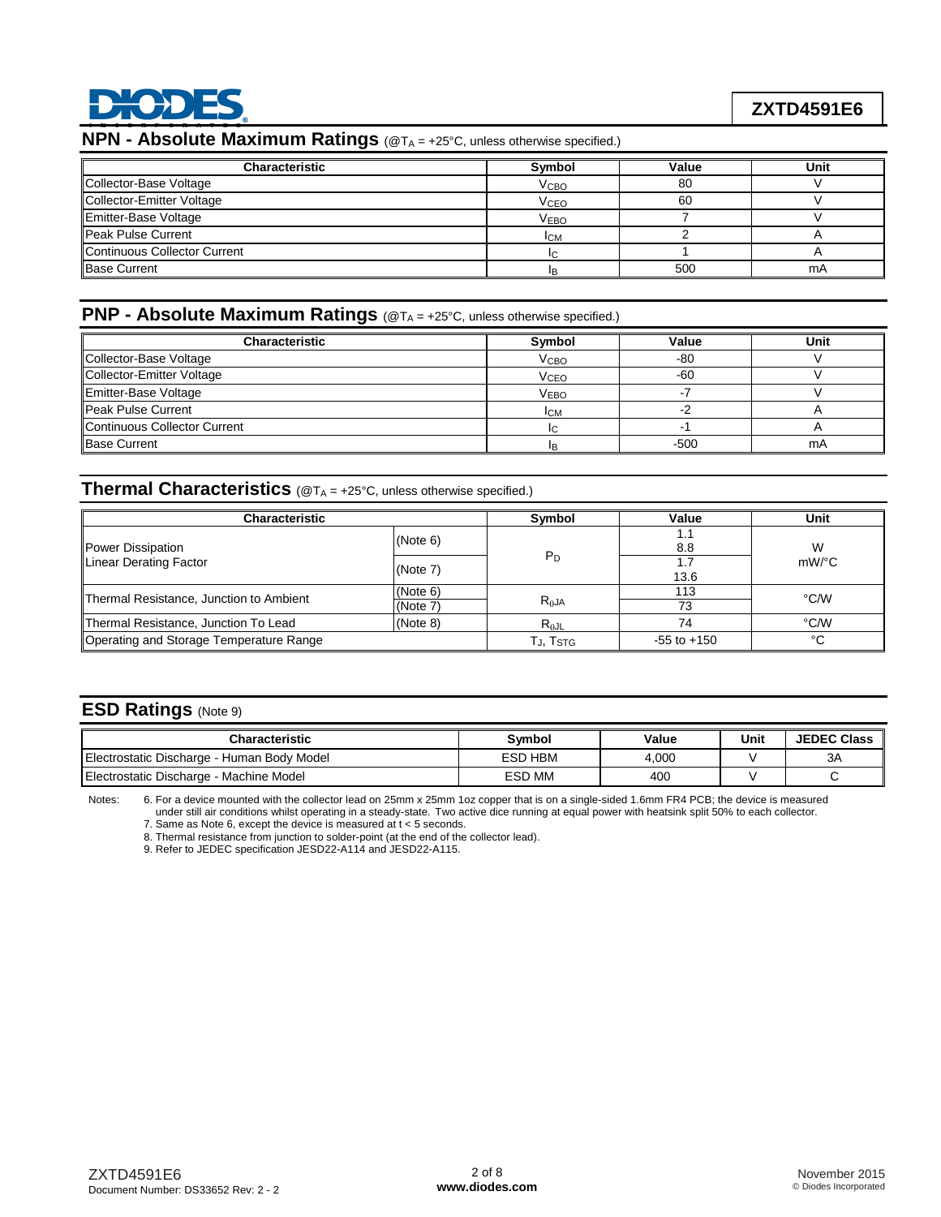## NPN - Absolute Maximum Ratings (@$T_A$ = +25°C, unless otherwise specified.)

| Characteristic | Symbol | Value | Unit |
|---|---|---|---|
| Collector-Base Voltage | $V_{CBO}$ | 80 | V |
| Collector-Emitter Voltage | $V_{CEO}$ | 60 | V |
| Emitter-Base Voltage | $V_{EBO}$ | 7 | V |
| Peak Pulse Current | $I_{CM}$ | 2 | A |
| Continuous Collector Current | $I_C$ | 1 | A |
| Base Current | $I_B$ | 500 | mA |

## PNP - Absolute Maximum Ratings (@$T_A$ = +25°C, unless otherwise specified.)

| Characteristic | Symbol | Value | Unit |
|---|---|---|---|
| Collector-Base Voltage | $V_{CBO}$ | -80 | V |
| Collector-Emitter Voltage | $V_{CEO}$ | -60 | V |
| Emitter-Base Voltage | $V_{EBO}$ | -7 | V |
| Peak Pulse Current | $I_{CM}$ | -2 | A |
| Continuous Collector Current | $I_C$ | -1 | A |
| Base Current | $I_B$ | -500 | mA |

## Thermal Characteristics (@$T_A$ = +25°C, unless otherwise specified.)

| Characteristic | | Symbol | Value | Unit |
|---|---|---|---|---|
| Power Dissipation<br>Linear Derating Factor | (Note 6) | $P_D$ | 1.1<br>8.8 | W<br>mW/°C |
| | (Note 7) | | 1.7<br>13.6 | |
| Thermal Resistance, Junction to Ambient | (Note 6) | $R_{\theta JA}$ | 113 | °C/W |
| | (Note 7) | | 73 | |
| Thermal Resistance, Junction To Lead | (Note 8) | $R_{\theta JL}$ | 74 | °C/W |
| Operating and Storage Temperature Range | | $T_J$, $T_{STG}$ | -55 to +150 | °C |

## ESD Ratings (Note 9)

| Characteristic | Symbol | Value | Unit | JEDEC Class |
|---|---|---|---|---|
| Electrostatic Discharge - Human Body Model | ESD HBM | 4,000 | V | 3A |
| Electrostatic Discharge - Machine Model | ESD MM | 400 | V | C |

Notes:
6. For a device mounted with the collector lead on 25mm x 25mm 1oz copper that is on a single-sided 1.6mm FR4 PCB; the device is measured under still air conditions whilst operating in a steady-state. Two active dice running at equal power with heatsink split 50% to each collector.
7. Same as Note 6, except the device is measured at t < 5 seconds.
8. Thermal resistance from junction to solder-point (at the end of the collector lead).
9. Refer to JEDEC specification JESD22-A114 and JESD22-A115.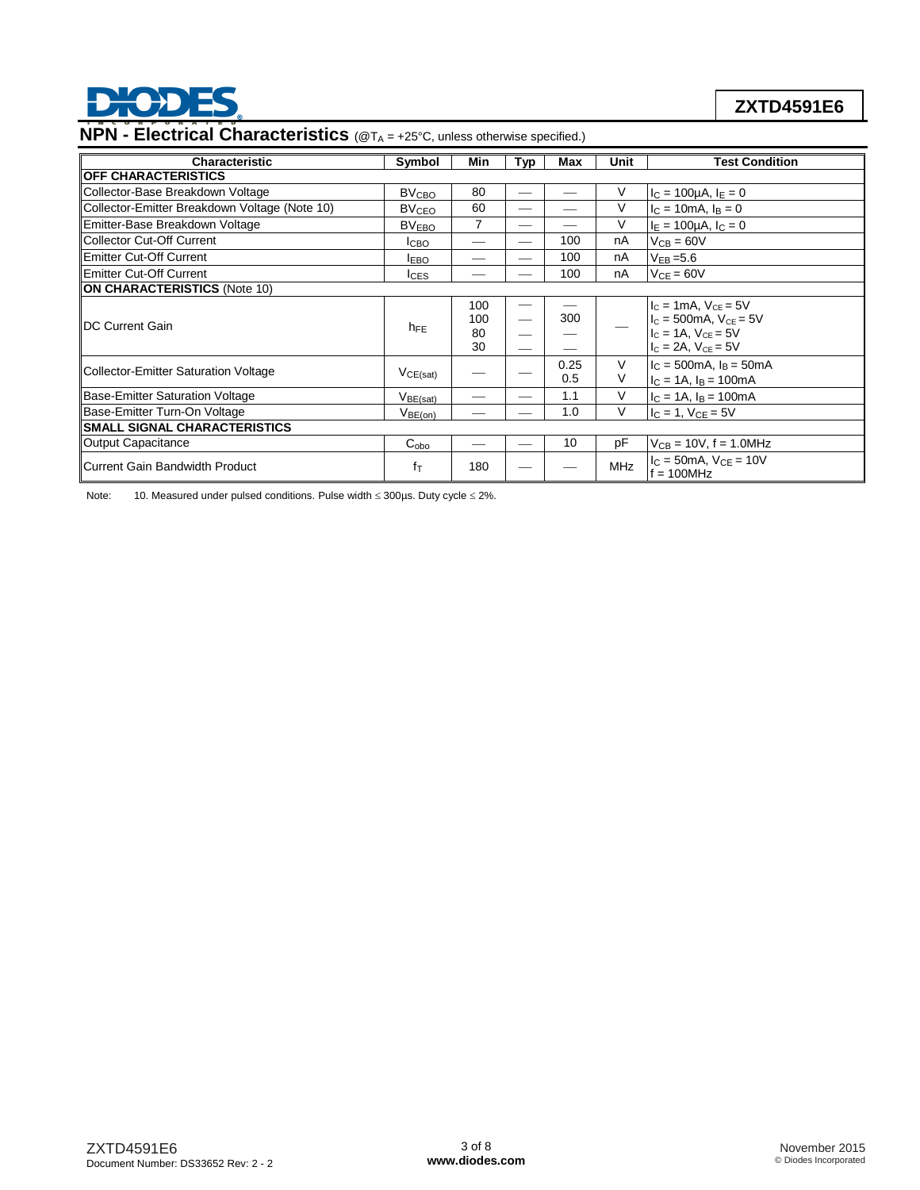## NPN - Electrical Characteristics (@$T_A$ = +25°C, unless otherwise specified.)

| Characteristic | Symbol | Min | Typ | Max | Unit | Test Condition |
|---|---|---|---|---|---|---|
| **OFF CHARACTERISTICS** | | | | | | |
| Collector-Base Breakdown Voltage | $BV_{CBO}$ | 80 | — | — | V | $I_C$ = 100µA, $I_E$ = 0 |
| Collector-Emitter Breakdown Voltage (Note 10) | $BV_{CEO}$ | 60 | — | — | V | $I_C$ = 10mA, $I_B$ = 0 |
| Emitter-Base Breakdown Voltage | $BV_{EBO}$ | 7 | — | — | V | $I_E$ = 100µA, $I_C$ = 0 |
| Collector Cut-Off Current | $I_{CBO}$ | — | — | 100 | nA | $V_{CB}$ = 60V |
| Emitter Cut-Off Current | $I_{EBO}$ | — | — | 100 | nA | $V_{EB}$ =5.6 |
| Emitter Cut-Off Current | $I_{CES}$ | — | — | 100 | nA | $V_{CE}$ = 60V |
| **ON CHARACTERISTICS** (Note 10) | | | | | | |
| DC Current Gain | $h_{FE}$ | 100<br>100<br>80<br>30 | —<br>—<br>—<br>— | —<br>300<br>—<br>— | — | $I_C$ = 1mA, $V_{CE}$ = 5V<br>$I_C$ = 500mA, $V_{CE}$ = 5V<br>$I_C$ = 1A, $V_{CE}$ = 5V<br>$I_C$ = 2A, $V_{CE}$ = 5V |
| Collector-Emitter Saturation Voltage | $V_{CE(sat)}$ | — | — | 0.25<br>0.5 | V<br>V | $I_C$ = 500mA, $I_B$ = 50mA<br>$I_C$ = 1A, $I_B$ = 100mA |
| Base-Emitter Saturation Voltage | $V_{BE(sat)}$ | — | — | 1.1 | V | $I_C$ = 1A, $I_B$ = 100mA |
| Base-Emitter Turn-On Voltage | $V_{BE(on)}$ | — | — | 1.0 | V | $I_C$ = 1, $V_{CE}$ = 5V |
| **SMALL SIGNAL CHARACTERISTICS** | | | | | | |
| Output Capacitance | $C_{obo}$ | — | — | 10 | pF | $V_{CB}$ = 10V, f = 1.0MHz |
| Current Gain Bandwidth Product | $f_T$ | 180 | — | — | MHz | $I_C$ = 50mA, $V_{CE}$ = 10V<br>f = 100MHz |

Note: 10. Measured under pulsed conditions. Pulse width ≤ 300µs. Duty cycle ≤ 2%.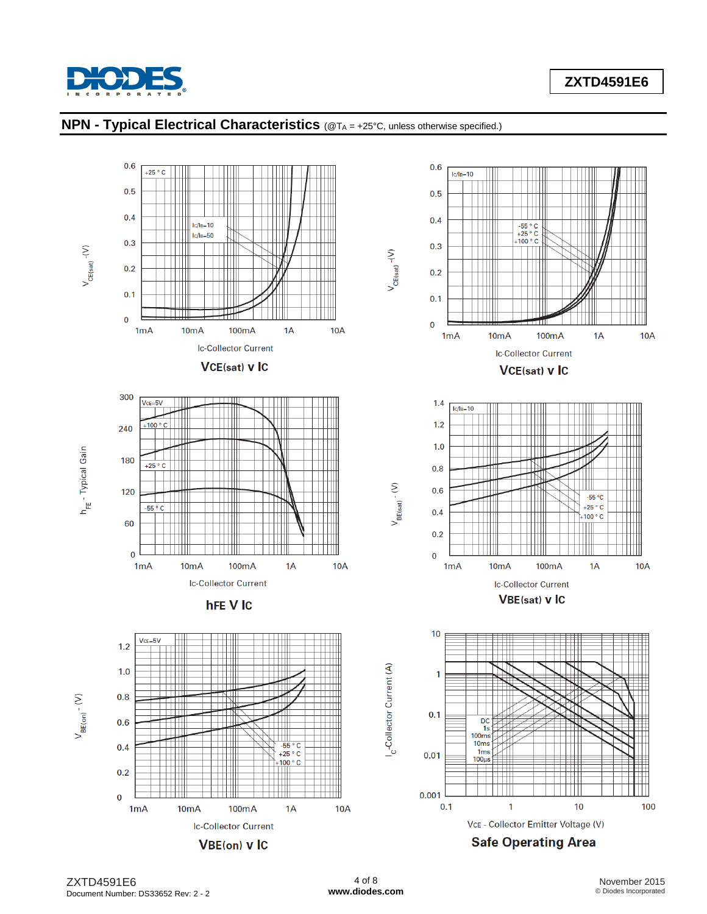## NPN - Typical Electrical Characteristics (@$T_A$ = +25°C, unless otherwise specified.)

**VCE(sat) v IC**

**VCE(sat) v IC**

**hFE V IC**

**VBE(sat) v IC**

**VBE(on) v IC**

**Safe Operating Area**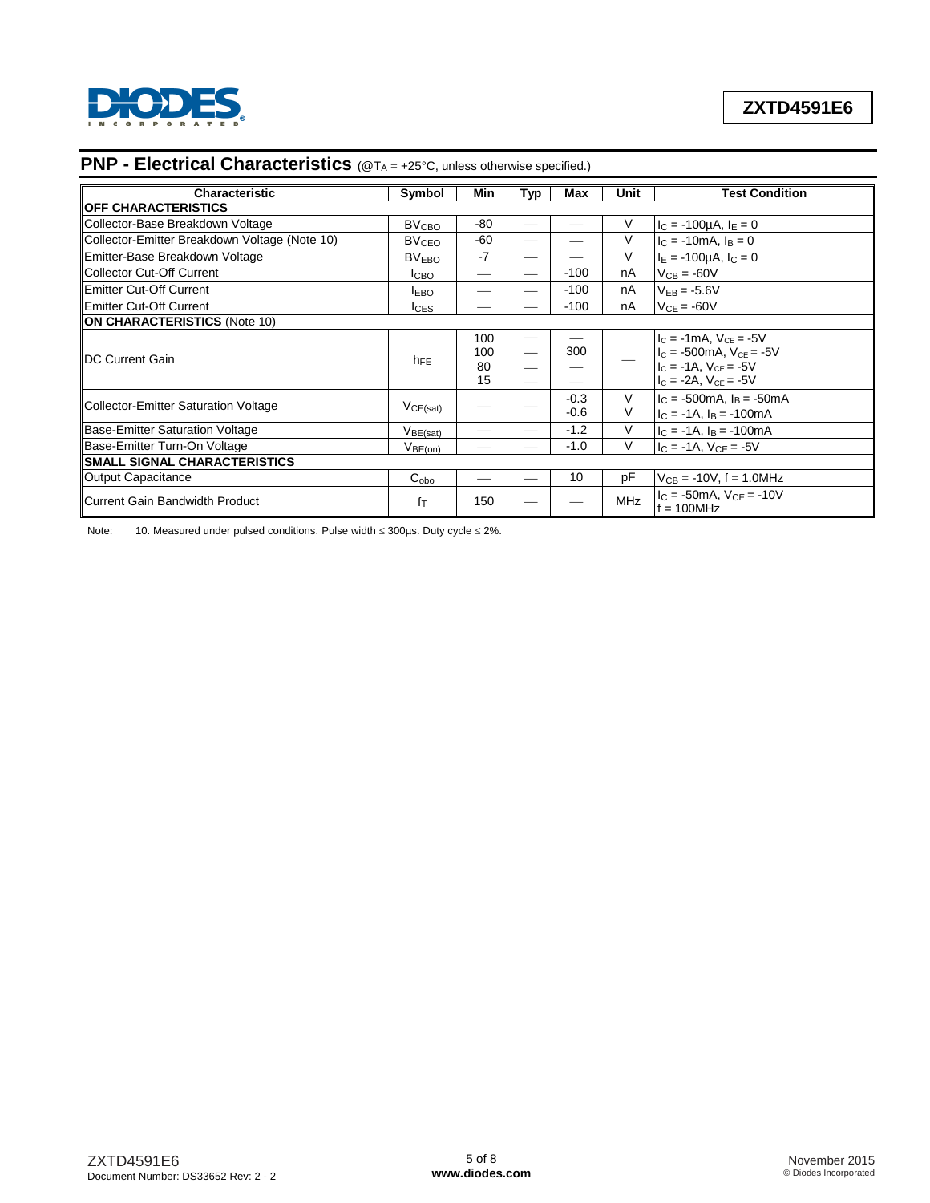## PNP - Electrical Characteristics (@$T_A$ = +25°C, unless otherwise specified.)

| Characteristic | Symbol | Min | Typ | Max | Unit | Test Condition |
|---|---|---|---|---|---|---|
| **OFF CHARACTERISTICS** | | | | | | |
| Collector-Base Breakdown Voltage | $BV_{CBO}$ | -80 | — | — | V | $I_C$ = -100µA, $I_E$ = 0 |
| Collector-Emitter Breakdown Voltage (Note 10) | $BV_{CEO}$ | -60 | — | — | V | $I_C$ = -10mA, $I_B$ = 0 |
| Emitter-Base Breakdown Voltage | $BV_{EBO}$ | -7 | — | — | V | $I_E$ = -100µA, $I_C$ = 0 |
| Collector Cut-Off Current | $I_{CBO}$ | — | — | -100 | nA | $V_{CB}$ = -60V |
| Emitter Cut-Off Current | $I_{EBO}$ | — | — | -100 | nA | $V_{EB}$ = -5.6V |
| Emitter Cut-Off Current | $I_{CES}$ | — | — | -100 | nA | $V_{CE}$ = -60V |
| **ON CHARACTERISTICS** (Note 10) | | | | | | |
| DC Current Gain | $h_{FE}$ | 100<br>100<br>80<br>15 | —<br>—<br>—<br>— | —<br>300<br>—<br>— | — | $I_C$ = -1mA, $V_{CE}$ = -5V<br>$I_C$ = -500mA, $V_{CE}$ = -5V<br>$I_C$ = -1A, $V_{CE}$ = -5V<br>$I_C$ = -2A, $V_{CE}$ = -5V |
| Collector-Emitter Saturation Voltage | $V_{CE(sat)}$ | — | — | -0.3<br>-0.6 | V<br>V | $I_C$ = -500mA, $I_B$ = -50mA<br>$I_C$ = -1A, $I_B$ = -100mA |
| Base-Emitter Saturation Voltage | $V_{BE(sat)}$ | — | — | -1.2 | V | $I_C$ = -1A, $I_B$ = -100mA |
| Base-Emitter Turn-On Voltage | $V_{BE(on)}$ | — | — | -1.0 | V | $I_C$ = -1A, $V_{CE}$ = -5V |
| **SMALL SIGNAL CHARACTERISTICS** | | | | | | |
| Output Capacitance | $C_{obo}$ | — | — | 10 | pF | $V_{CB}$ = -10V, f = 1.0MHz |
| Current Gain Bandwidth Product | $f_T$ | 150 | — | — | MHz | $I_C$ = -50mA, $V_{CE}$ = -10V<br>f = 100MHz |

Note: 10. Measured under pulsed conditions. Pulse width ≤ 300µs. Duty cycle ≤ 2%.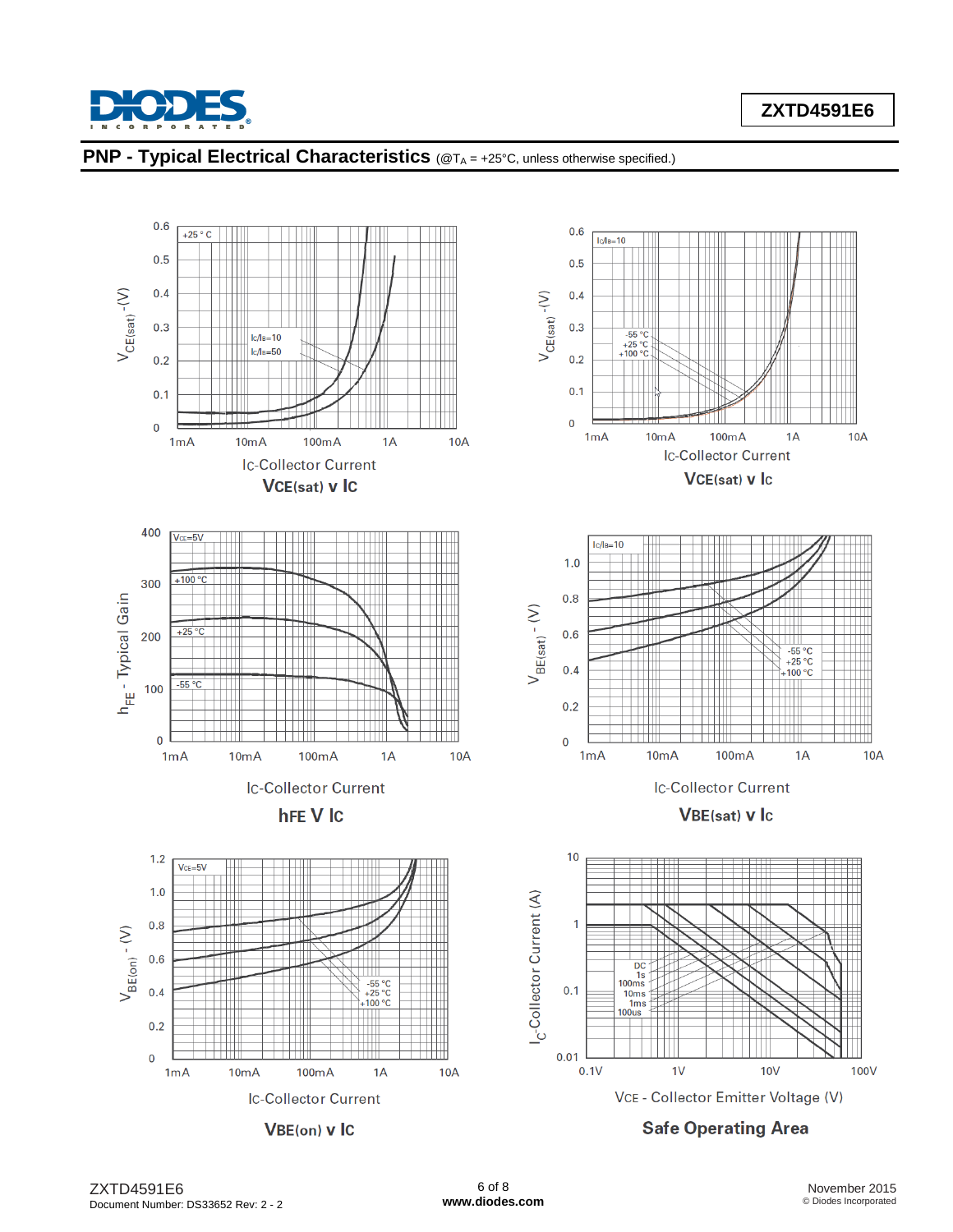## PNP - Typical Electrical Characteristics (@$T_A$ = +25°C, unless otherwise specified.)

$V_{CE(sat)}$ v $I_C$

$V_{CE(sat)}$ v $I_C$

$h_{FE}$ V $I_C$

$V_{BE(sat)}$ v $I_C$

$V_{BE(on)}$ v $I_C$

Safe Operating Area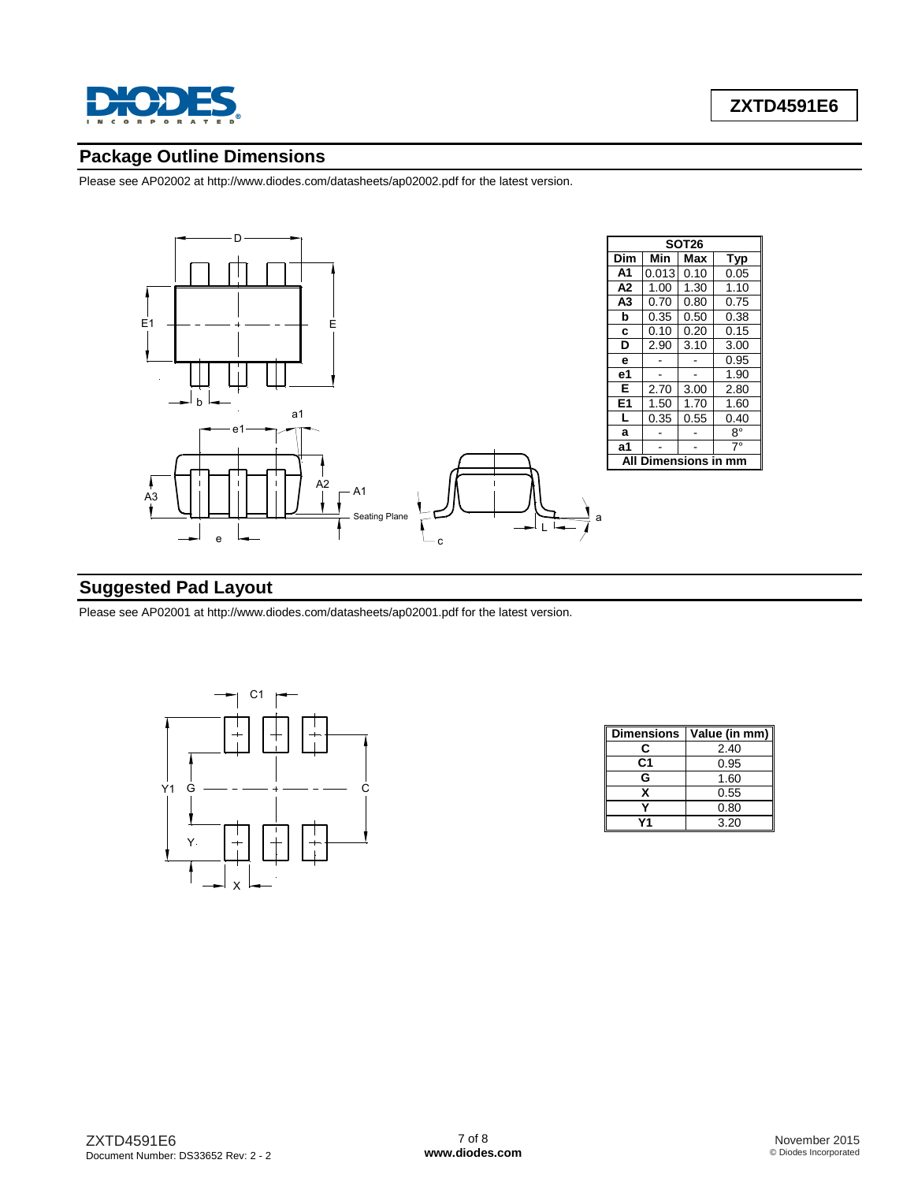## Package Outline Dimensions

Please see AP02002 at http://www.diodes.com/datasheets/ap02002.pdf for the latest version.

| SOT26 | | | |
|---|---|---|---|
| **Dim** | **Min** | **Max** | **Typ** |
| **A1** | 0.013 | 0.10 | 0.05 |
| **A2** | 1.00 | 1.30 | 1.10 |
| **A3** | 0.70 | 0.80 | 0.75 |
| **b** | 0.35 | 0.50 | 0.38 |
| **c** | 0.10 | 0.20 | 0.15 |
| **D** | 2.90 | 3.10 | 3.00 |
| **e** | - | - | 0.95 |
| **e1** | - | - | 1.90 |
| **E** | 2.70 | 3.00 | 2.80 |
| **E1** | 1.50 | 1.70 | 1.60 |
| **L** | 0.35 | 0.55 | 0.40 |
| **a** | - | - | 8° |
| **a1** | - | - | 7° |
| **All Dimensions in mm** | | | |

## Suggested Pad Layout

Please see AP02001 at http://www.diodes.com/datasheets/ap02001.pdf for the latest version.

| Dimensions | Value (in mm) |
|---|---|
| C | 2.40 |
| C1 | 0.95 |
| G | 1.60 |
| X | 0.55 |
| Y | 0.80 |
| Y1 | 3.20 |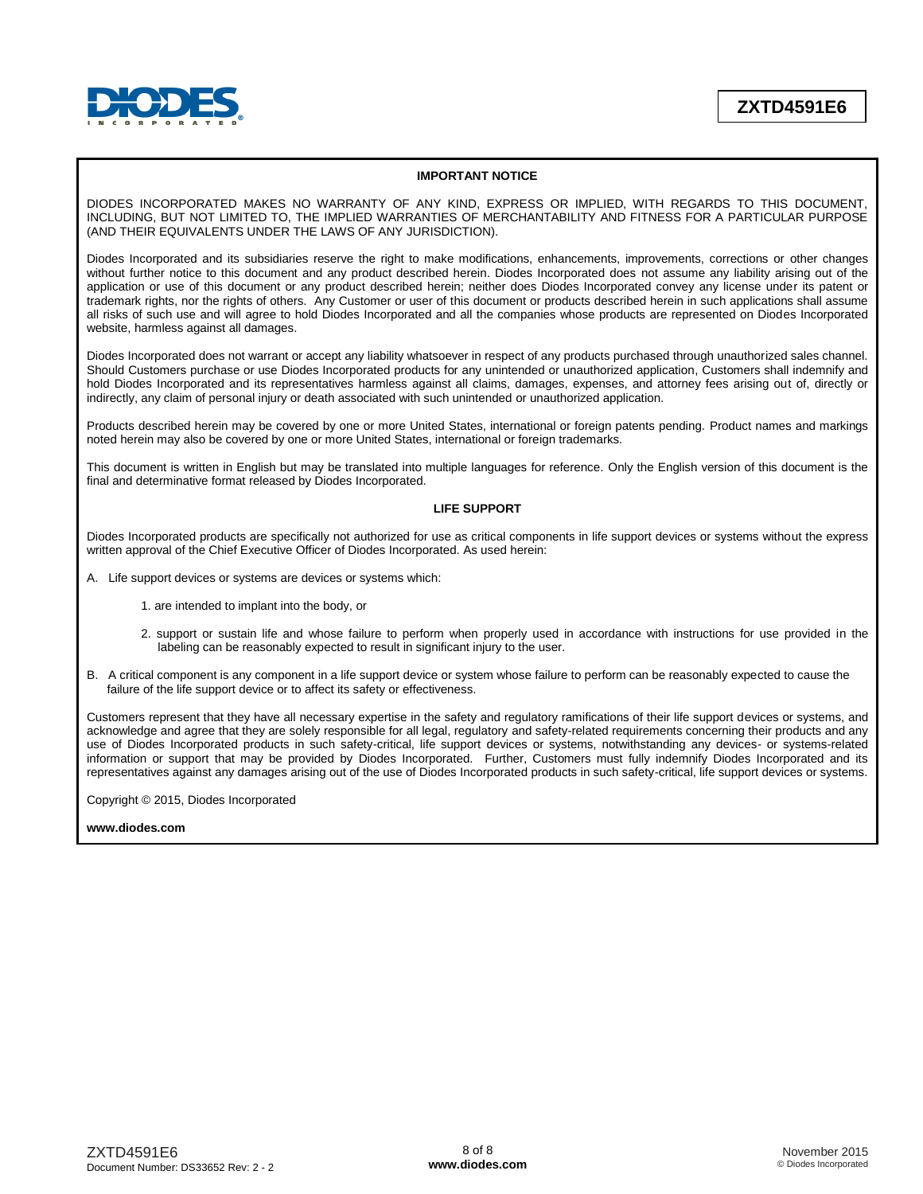## IMPORTANT NOTICE

DIODES INCORPORATED MAKES NO WARRANTY OF ANY KIND, EXPRESS OR IMPLIED, WITH REGARDS TO THIS DOCUMENT, INCLUDING, BUT NOT LIMITED TO, THE IMPLIED WARRANTIES OF MERCHANTABILITY AND FITNESS FOR A PARTICULAR PURPOSE (AND THEIR EQUIVALENTS UNDER THE LAWS OF ANY JURISDICTION).

Diodes Incorporated and its subsidiaries reserve the right to make modifications, enhancements, improvements, corrections or other changes without further notice to this document and any product described herein. Diodes Incorporated does not assume any liability arising out of the application or use of this document or any product described herein; neither does Diodes Incorporated convey any license under its patent or trademark rights, nor the rights of others. Any Customer or user of this document or products described herein in such applications shall assume all risks of such use and will agree to hold Diodes Incorporated and all the companies whose products are represented on Diodes Incorporated website, harmless against all damages.

Diodes Incorporated does not warrant or accept any liability whatsoever in respect of any products purchased through unauthorized sales channel. Should Customers purchase or use Diodes Incorporated products for any unintended or unauthorized application, Customers shall indemnify and hold Diodes Incorporated and its representatives harmless against all claims, damages, expenses, and attorney fees arising out of, directly or indirectly, any claim of personal injury or death associated with such unintended or unauthorized application.

Products described herein may be covered by one or more United States, international or foreign patents pending. Product names and markings noted herein may also be covered by one or more United States, international or foreign trademarks.

This document is written in English but may be translated into multiple languages for reference. Only the English version of this document is the final and determinative format released by Diodes Incorporated.

## LIFE SUPPORT

Diodes Incorporated products are specifically not authorized for use as critical components in life support devices or systems without the express written approval of the Chief Executive Officer of Diodes Incorporated. As used herein:

A. Life support devices or systems are devices or systems which:

1. are intended to implant into the body, or
2. support or sustain life and whose failure to perform when properly used in accordance with instructions for use provided in the labeling can be reasonably expected to result in significant injury to the user.

B. A critical component is any component in a life support device or system whose failure to perform can be reasonably expected to cause the failure of the life support device or to affect its safety or effectiveness.

Customers represent that they have all necessary expertise in the safety and regulatory ramifications of their life support devices or systems, and acknowledge and agree that they are solely responsible for all legal, regulatory and safety-related requirements concerning their products and any use of Diodes Incorporated products in such safety-critical, life support devices or systems, notwithstanding any devices- or systems-related information or support that may be provided by Diodes Incorporated. Further, Customers must fully indemnify Diodes Incorporated and its representatives against any damages arising out of the use of Diodes Incorporated products in such safety-critical, life support devices or systems.

Copyright © 2015, Diodes Incorporated

**www.diodes.com**